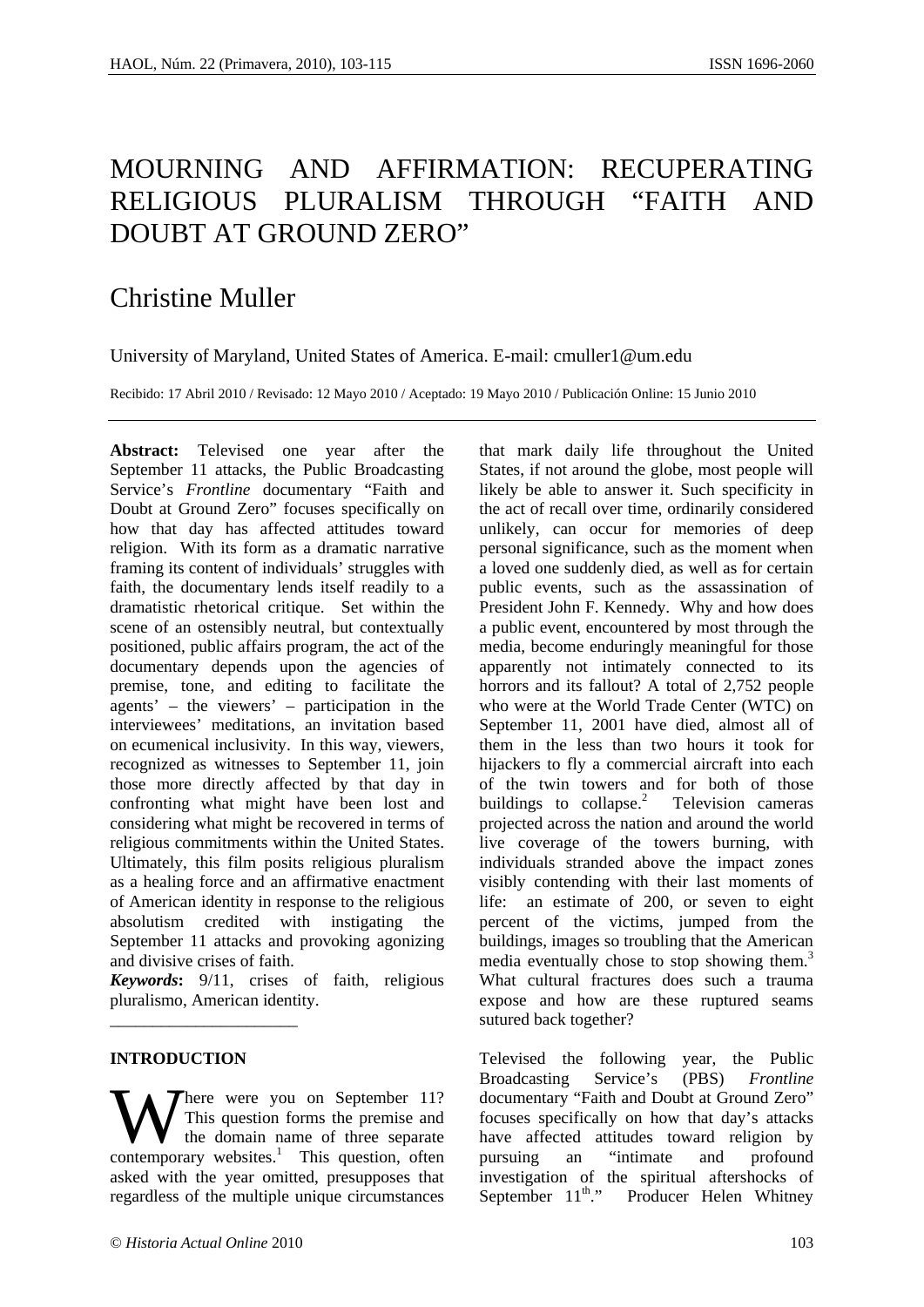# MOURNING AND AFFIRMATION: RECUPERATING RELIGIOUS PLURALISM THROUGH "FAITH AND DOUBT AT GROUND ZERO"

## Christine Muller

University of Maryland, United States of America. E-mail: cmuller1@um.edu

Recibido: 17 Abril 2010 / Revisado: 12 Mayo 2010 / Aceptado: 19 Mayo 2010 / Publicación Online: 15 Junio 2010

**Abstract:** Televised one year after the September 11 attacks, the Public Broadcasting Service's *Frontline* documentary "Faith and Doubt at Ground Zero" focuses specifically on how that day has affected attitudes toward religion. With its form as a dramatic narrative framing its content of individuals' struggles with faith, the documentary lends itself readily to a dramatistic rhetorical critique. Set within the scene of an ostensibly neutral, but contextually positioned, public affairs program, the act of the documentary depends upon the agencies of premise, tone, and editing to facilitate the agents' – the viewers' – participation in the interviewees' meditations, an invitation based on ecumenical inclusivity. In this way, viewers, recognized as witnesses to September 11, join those more directly affected by that day in confronting what might have been lost and considering what might be recovered in terms of religious commitments within the United States. Ultimately, this film posits religious pluralism as a healing force and an affirmative enactment of American identity in response to the religious absolutism credited with instigating the September 11 attacks and provoking agonizing and divisive crises of faith.

***Keywords*:** 9/11, crises of faith, religious pluralismo, American identity.

---

**INTRODUCTION**

Where were you on September 11? This question forms the premise and the domain name of three separate contemporary websites.[1] This question, often asked with the year omitted, presupposes that regardless of the multiple unique circumstances that mark daily life throughout the United States, if not around the globe, most people will likely be able to answer it. Such specificity in the act of recall over time, ordinarily considered unlikely, can occur for memories of deep personal significance, such as the moment when a loved one suddenly died, as well as for certain public events, such as the assassination of President John F. Kennedy. Why and how does a public event, encountered by most through the media, become enduringly meaningful for those apparently not intimately connected to its horrors and its fallout? A total of 2,752 people who were at the World Trade Center (WTC) on September 11, 2001 have died, almost all of them in the less than two hours it took for hijackers to fly a commercial aircraft into each of the twin towers and for both of those buildings to collapse.[2] Television cameras projected across the nation and around the world live coverage of the towers burning, with individuals stranded above the impact zones visibly contending with their last moments of life: an estimate of 200, or seven to eight percent of the victims, jumped from the buildings, images so troubling that the American media eventually chose to stop showing them.[3] What cultural fractures does such a trauma expose and how are these ruptured seams sutured back together?

Televised the following year, the Public Broadcasting Service's (PBS) *Frontline* documentary "Faith and Doubt at Ground Zero" focuses specifically on how that day's attacks have affected attitudes toward religion by pursuing an "intimate and profound investigation of the spiritual aftershocks of September 11th." Producer Helen Whitney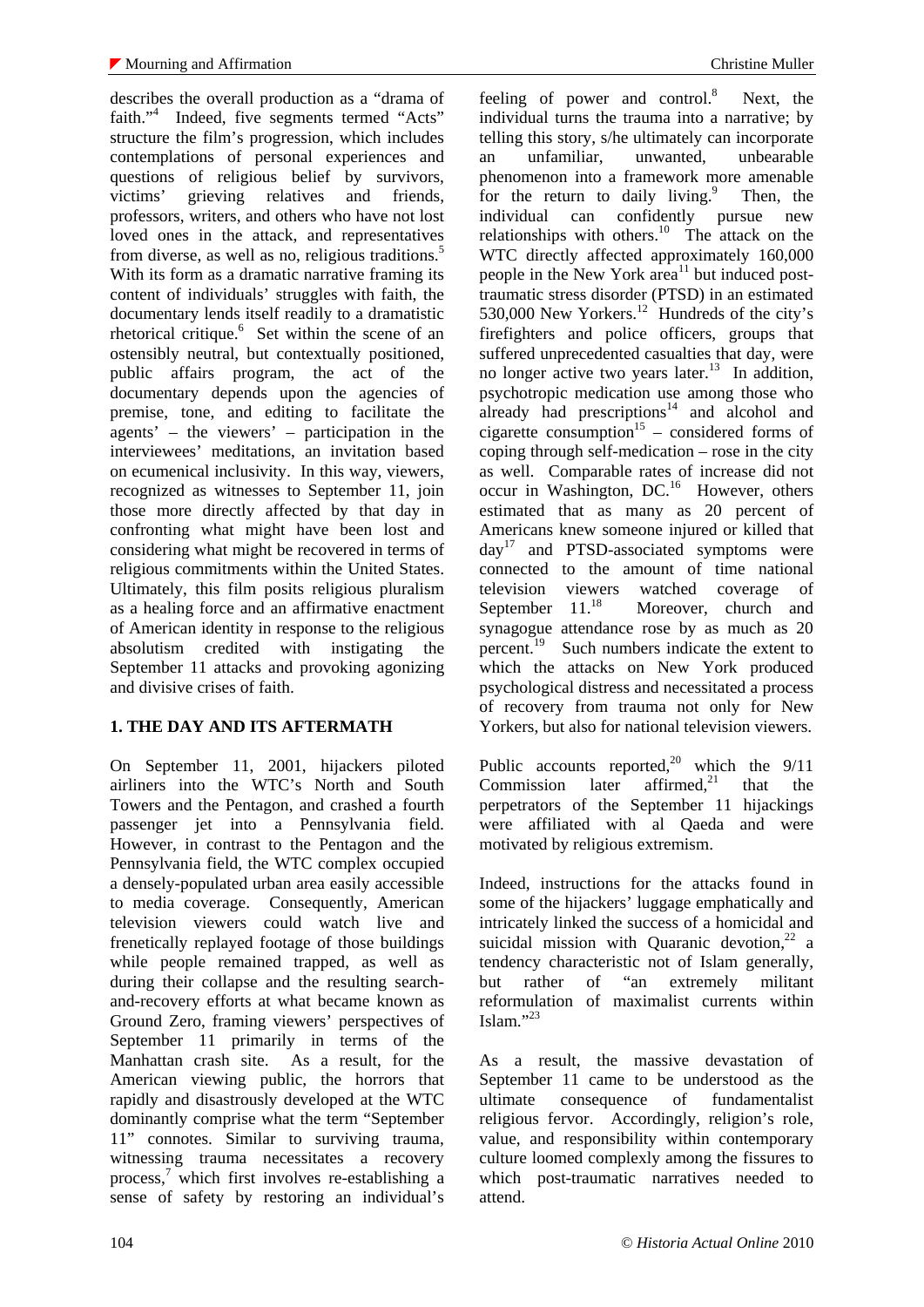describes the overall production as a "drama of faith."[4] Indeed, five segments termed "Acts" structure the film's progression, which includes contemplations of personal experiences and questions of religious belief by survivors, victims' grieving relatives and friends, professors, writers, and others who have not lost loved ones in the attack, and representatives from diverse, as well as no, religious traditions.[5] With its form as a dramatic narrative framing its content of individuals' struggles with faith, the documentary lends itself readily to a dramatistic rhetorical critique.[6] Set within the scene of an ostensibly neutral, but contextually positioned, public affairs program, the act of the documentary depends upon the agencies of premise, tone, and editing to facilitate the agents' – the viewers' – participation in the interviewees' meditations, an invitation based on ecumenical inclusivity. In this way, viewers, recognized as witnesses to September 11, join those more directly affected by that day in confronting what might have been lost and considering what might be recovered in terms of religious commitments within the United States. Ultimately, this film posits religious pluralism as a healing force and an affirmative enactment of American identity in response to the religious absolutism credited with instigating the September 11 attacks and provoking agonizing and divisive crises of faith.

## 1. THE DAY AND ITS AFTERMATH

On September 11, 2001, hijackers piloted airliners into the WTC's North and South Towers and the Pentagon, and crashed a fourth passenger jet into a Pennsylvania field. However, in contrast to the Pentagon and the Pennsylvania field, the WTC complex occupied a densely-populated urban area easily accessible to media coverage. Consequently, American television viewers could watch live and frenetically replayed footage of those buildings while people remained trapped, as well as during their collapse and the resulting search-and-recovery efforts at what became known as Ground Zero, framing viewers' perspectives of September 11 primarily in terms of the Manhattan crash site. As a result, for the American viewing public, the horrors that rapidly and disastrously developed at the WTC dominantly comprise what the term "September 11" connotes. Similar to surviving trauma, witnessing trauma necessitates a recovery process,[7] which first involves re-establishing a sense of safety by restoring an individual's feeling of power and control.[8] Next, the individual turns the trauma into a narrative; by telling this story, s/he ultimately can incorporate an unfamiliar, unwanted, unbearable phenomenon into a framework more amenable for the return to daily living.[9] Then, the individual can confidently pursue new relationships with others.[10] The attack on the WTC directly affected approximately 160,000 people in the New York area[11] but induced post-traumatic stress disorder (PTSD) in an estimated 530,000 New Yorkers.[12] Hundreds of the city's firefighters and police officers, groups that suffered unprecedented casualties that day, were no longer active two years later.[13] In addition, psychotropic medication use among those who already had prescriptions[14] and alcohol and cigarette consumption[15] – considered forms of coping through self-medication – rose in the city as well. Comparable rates of increase did not occur in Washington, DC.[16] However, others estimated that as many as 20 percent of Americans knew someone injured or killed that day[17] and PTSD-associated symptoms were connected to the amount of time national television viewers watched coverage of September 11.[18] Moreover, church and synagogue attendance rose by as much as 20 percent.[19] Such numbers indicate the extent to which the attacks on New York produced psychological distress and necessitated a process of recovery from trauma not only for New Yorkers, but also for national television viewers.

Public accounts reported,[20] which the 9/11 Commission later affirmed,[21] that the perpetrators of the September 11 hijackings were affiliated with al Qaeda and were motivated by religious extremism.

Indeed, instructions for the attacks found in some of the hijackers' luggage emphatically and intricately linked the success of a homicidal and suicidal mission with Quaranic devotion,[22] a tendency characteristic not of Islam generally, but rather of "an extremely militant reformulation of maximalist currents within Islam."[23]

As a result, the massive devastation of September 11 came to be understood as the ultimate consequence of fundamentalist religious fervor. Accordingly, religion's role, value, and responsibility within contemporary culture loomed complexly among the fissures to which post-traumatic narratives needed to attend.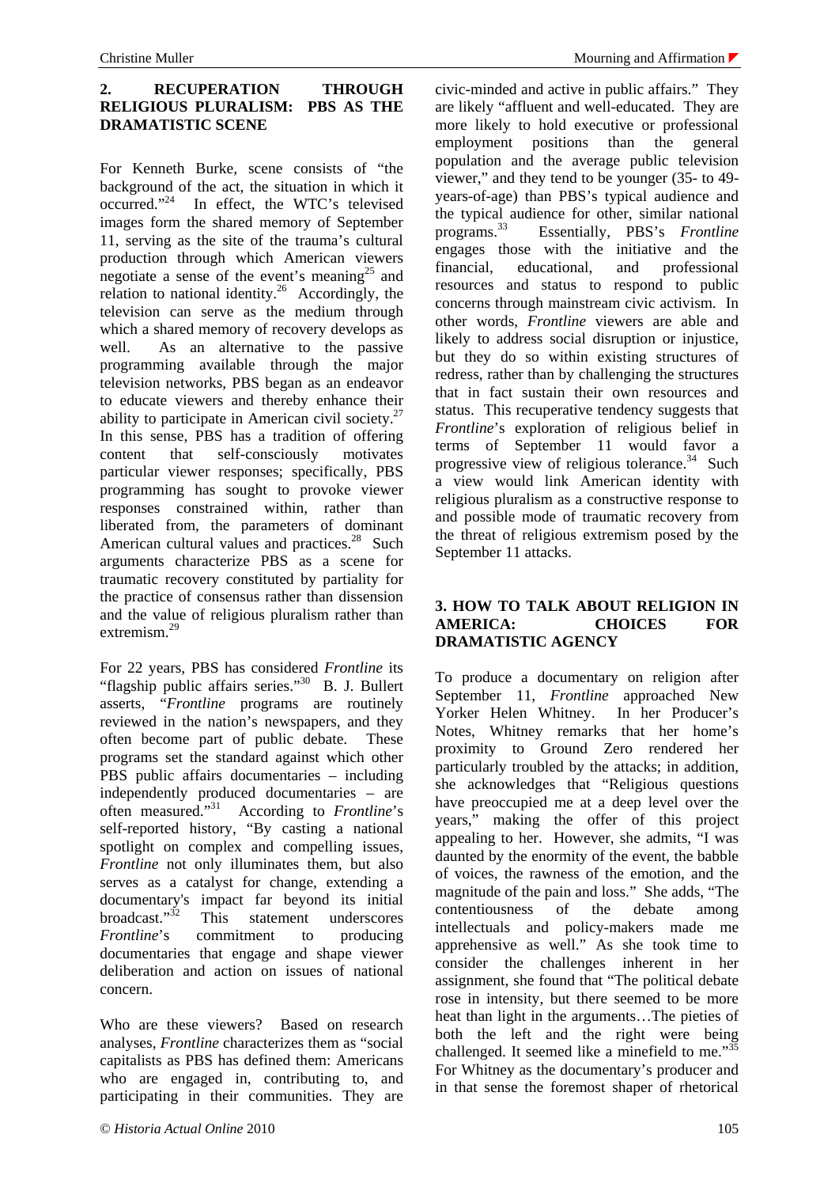## 2. RECUPERATION THROUGH RELIGIOUS PLURALISM: PBS AS THE DRAMATISTIC SCENE

For Kenneth Burke, scene consists of "the background of the act, the situation in which it occurred."[24] In effect, the WTC's televised images form the shared memory of September 11, serving as the site of the trauma's cultural production through which American viewers negotiate a sense of the event's meaning[25] and relation to national identity.[26] Accordingly, the television can serve as the medium through which a shared memory of recovery develops as well. As an alternative to the passive programming available through the major television networks, PBS began as an endeavor to educate viewers and thereby enhance their ability to participate in American civil society.[27] In this sense, PBS has a tradition of offering content that self-consciously motivates particular viewer responses; specifically, PBS programming has sought to provoke viewer responses constrained within, rather than liberated from, the parameters of dominant American cultural values and practices.[28] Such arguments characterize PBS as a scene for traumatic recovery constituted by partiality for the practice of consensus rather than dissension and the value of religious pluralism rather than extremism.[29]

For 22 years, PBS has considered *Frontline* its "flagship public affairs series."[30] B. J. Bullert asserts, "*Frontline* programs are routinely reviewed in the nation's newspapers, and they often become part of public debate. These programs set the standard against which other PBS public affairs documentaries – including independently produced documentaries – are often measured."[31] According to *Frontline*'s self-reported history, "By casting a national spotlight on complex and compelling issues, *Frontline* not only illuminates them, but also serves as a catalyst for change, extending a documentary's impact far beyond its initial broadcast."[32] This statement underscores *Frontline*'s commitment to producing documentaries that engage and shape viewer deliberation and action on issues of national concern.

Who are these viewers? Based on research analyses, *Frontline* characterizes them as "social capitalists as PBS has defined them: Americans who are engaged in, contributing to, and participating in their communities. They are civic-minded and active in public affairs." They are likely "affluent and well-educated. They are more likely to hold executive or professional employment positions than the general population and the average public television viewer," and they tend to be younger (35- to 49-years-of-age) than PBS's typical audience and the typical audience for other, similar national programs.[33] Essentially, PBS's *Frontline* engages those with the initiative and the financial, educational, and professional resources and status to respond to public concerns through mainstream civic activism. In other words, *Frontline* viewers are able and likely to address social disruption or injustice, but they do so within existing structures of redress, rather than by challenging the structures that in fact sustain their own resources and status. This recuperative tendency suggests that *Frontline*'s exploration of religious belief in terms of September 11 would favor a progressive view of religious tolerance.[34] Such a view would link American identity with religious pluralism as a constructive response to and possible mode of traumatic recovery from the threat of religious extremism posed by the September 11 attacks.

## 3. HOW TO TALK ABOUT RELIGION IN AMERICA: CHOICES FOR DRAMATISTIC AGENCY

To produce a documentary on religion after September 11, *Frontline* approached New Yorker Helen Whitney. In her Producer's Notes, Whitney remarks that her home's proximity to Ground Zero rendered her particularly troubled by the attacks; in addition, she acknowledges that "Religious questions have preoccupied me at a deep level over the years," making the offer of this project appealing to her. However, she admits, "I was daunted by the enormity of the event, the babble of voices, the rawness of the emotion, and the magnitude of the pain and loss." She adds, "The contentiousness of the debate among intellectuals and policy-makers made me apprehensive as well." As she took time to consider the challenges inherent in her assignment, she found that "The political debate rose in intensity, but there seemed to be more heat than light in the arguments…The pieties of both the left and the right were being challenged. It seemed like a minefield to me."[35] For Whitney as the documentary's producer and in that sense the foremost shaper of rhetorical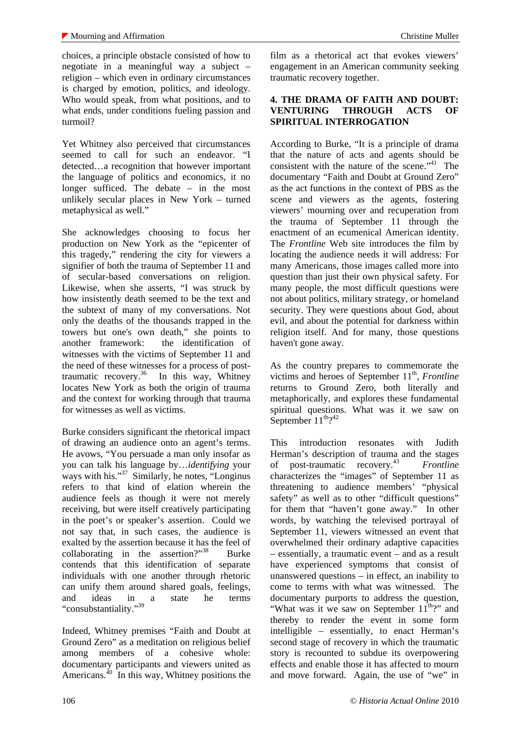choices, a principle obstacle consisted of how to negotiate in a meaningful way a subject – religion – which even in ordinary circumstances is charged by emotion, politics, and ideology. Who would speak, from what positions, and to what ends, under conditions fueling passion and turmoil?

Yet Whitney also perceived that circumstances seemed to call for such an endeavor. "I detected…a recognition that however important the language of politics and economics, it no longer sufficed. The debate – in the most unlikely secular places in New York – turned metaphysical as well."

She acknowledges choosing to focus her production on New York as the "epicenter of this tragedy," rendering the city for viewers a signifier of both the trauma of September 11 and of secular-based conversations on religion. Likewise, when she asserts, "I was struck by how insistently death seemed to be the text and the subtext of many of my conversations. Not only the deaths of the thousands trapped in the towers but one's own death," she points to another framework: the identification of witnesses with the victims of September 11 and the need of these witnesses for a process of post-traumatic recovery.[36] In this way, Whitney locates New York as both the origin of trauma and the context for working through that trauma for witnesses as well as victims.

Burke considers significant the rhetorical impact of drawing an audience onto an agent's terms. He avows, "You persuade a man only insofar as you can talk his language by…*identifying* your ways with his."[37] Similarly, he notes, "Longinus refers to that kind of elation wherein the audience feels as though it were not merely receiving, but were itself creatively participating in the poet's or speaker's assertion. Could we not say that, in such cases, the audience is exalted by the assertion because it has the feel of collaborating in the assertion?"[38] Burke contends that this identification of separate individuals with one another through rhetoric can unify them around shared goals, feelings, and ideas in a state he terms "consubstantiality."[39]

Indeed, Whitney premises "Faith and Doubt at Ground Zero" as a meditation on religious belief among members of a cohesive whole: documentary participants and viewers united as Americans.[40] In this way, Whitney positions the film as a rhetorical act that evokes viewers' engagement in an American community seeking traumatic recovery together.

## 4. THE DRAMA OF FAITH AND DOUBT: VENTURING THROUGH ACTS OF SPIRITUAL INTERROGATION

According to Burke, "It is a principle of drama that the nature of acts and agents should be consistent with the nature of the scene."[41] The documentary "Faith and Doubt at Ground Zero" as the act functions in the context of PBS as the scene and viewers as the agents, fostering viewers' mourning over and recuperation from the trauma of September 11 through the enactment of an ecumenical American identity. The *Frontline* Web site introduces the film by locating the audience needs it will address: For many Americans, those images called more into question than just their own physical safety. For many people, the most difficult questions were not about politics, military strategy, or homeland security. They were questions about God, about evil, and about the potential for darkness within religion itself. And for many, those questions haven't gone away.

As the country prepares to commemorate the victims and heroes of September 11th, *Frontline* returns to Ground Zero, both literally and metaphorically, and explores these fundamental spiritual questions. What was it we saw on September 11th?[42]

This introduction resonates with Judith Herman's description of trauma and the stages of post-traumatic recovery.[43] *Frontline* characterizes the "images" of September 11 as threatening to audience members' "physical safety" as well as to other "difficult questions" for them that "haven't gone away." In other words, by watching the televised portrayal of September 11, viewers witnessed an event that overwhelmed their ordinary adaptive capacities – essentially, a traumatic event – and as a result have experienced symptoms that consist of unanswered questions – in effect, an inability to come to terms with what was witnessed. The documentary purports to address the question, "What was it we saw on September 11th?" and thereby to render the event in some form intelligible – essentially, to enact Herman's second stage of recovery in which the traumatic story is recounted to subdue its overpowering effects and enable those it has affected to mourn and move forward. Again, the use of "we" in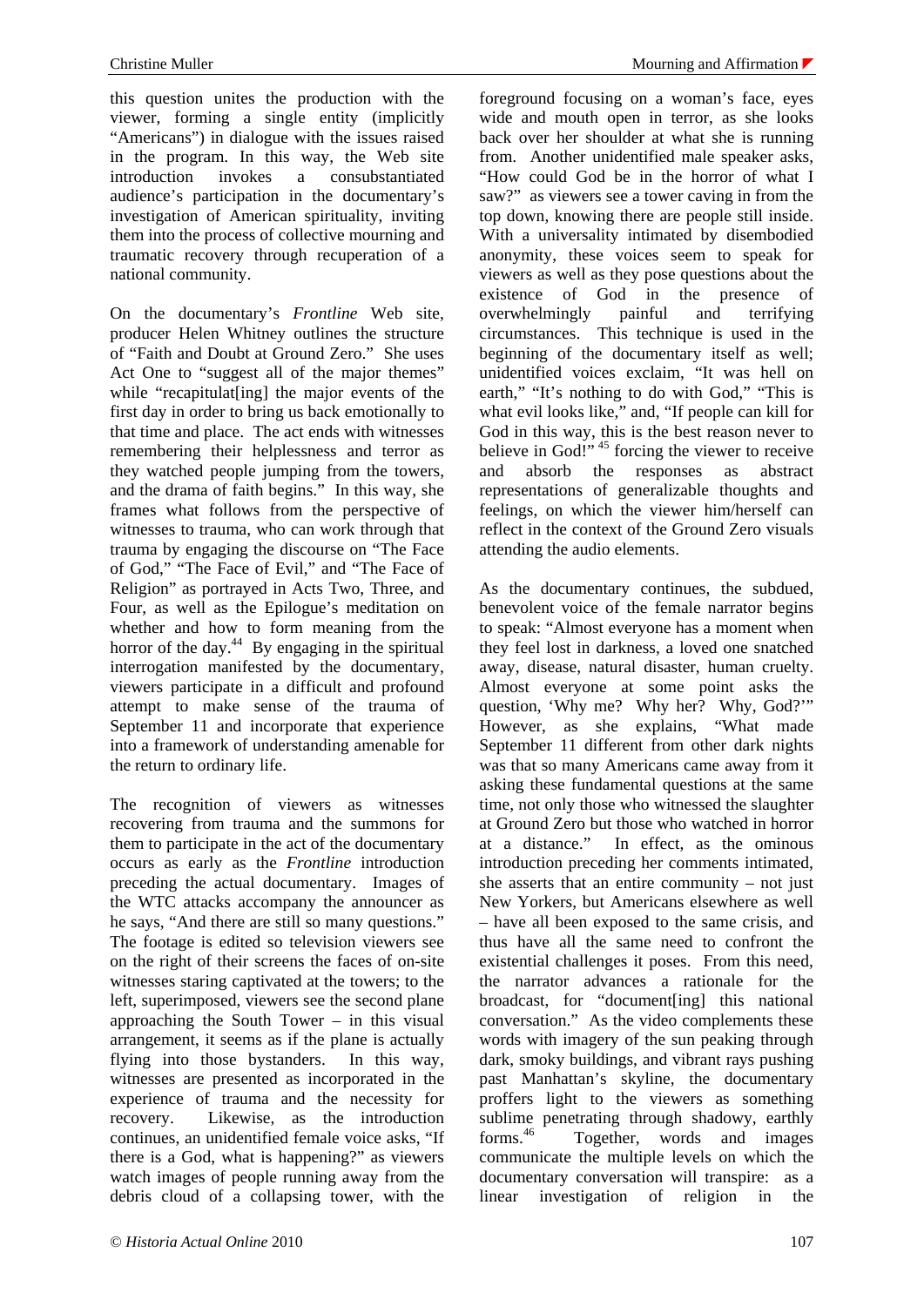this question unites the production with the viewer, forming a single entity (implicitly "Americans") in dialogue with the issues raised in the program. In this way, the Web site introduction invokes a consubstantiated audience's participation in the documentary's investigation of American spirituality, inviting them into the process of collective mourning and traumatic recovery through recuperation of a national community.

On the documentary's *Frontline* Web site, producer Helen Whitney outlines the structure of "Faith and Doubt at Ground Zero." She uses Act One to "suggest all of the major themes" while "recapitulat[ing] the major events of the first day in order to bring us back emotionally to that time and place. The act ends with witnesses remembering their helplessness and terror as they watched people jumping from the towers, and the drama of faith begins." In this way, she frames what follows from the perspective of witnesses to trauma, who can work through that trauma by engaging the discourse on "The Face of God," "The Face of Evil," and "The Face of Religion" as portrayed in Acts Two, Three, and Four, as well as the Epilogue's meditation on whether and how to form meaning from the horror of the day.[44] By engaging in the spiritual interrogation manifested by the documentary, viewers participate in a difficult and profound attempt to make sense of the trauma of September 11 and incorporate that experience into a framework of understanding amenable for the return to ordinary life.

The recognition of viewers as witnesses recovering from trauma and the summons for them to participate in the act of the documentary occurs as early as the *Frontline* introduction preceding the actual documentary. Images of the WTC attacks accompany the announcer as he says, "And there are still so many questions." The footage is edited so television viewers see on the right of their screens the faces of on-site witnesses staring captivated at the towers; to the left, superimposed, viewers see the second plane approaching the South Tower – in this visual arrangement, it seems as if the plane is actually flying into those bystanders. In this way, witnesses are presented as incorporated in the experience of trauma and the necessity for recovery. Likewise, as the introduction continues, an unidentified female voice asks, "If there is a God, what is happening?" as viewers watch images of people running away from the debris cloud of a collapsing tower, with the foreground focusing on a woman's face, eyes wide and mouth open in terror, as she looks back over her shoulder at what she is running from. Another unidentified male speaker asks, "How could God be in the horror of what I saw?" as viewers see a tower caving in from the top down, knowing there are people still inside. With a universality intimated by disembodied anonymity, these voices seem to speak for viewers as well as they pose questions about the existence of God in the presence of overwhelmingly painful and terrifying circumstances. This technique is used in the beginning of the documentary itself as well; unidentified voices exclaim, "It was hell on earth," "It's nothing to do with God," "This is what evil looks like," and, "If people can kill for God in this way, this is the best reason never to believe in God!"[45] forcing the viewer to receive and absorb the responses as abstract representations of generalizable thoughts and feelings, on which the viewer him/herself can reflect in the context of the Ground Zero visuals attending the audio elements.

As the documentary continues, the subdued, benevolent voice of the female narrator begins to speak: "Almost everyone has a moment when they feel lost in darkness, a loved one snatched away, disease, natural disaster, human cruelty. Almost everyone at some point asks the question, 'Why me? Why her? Why, God?'" However, as she explains, "What made September 11 different from other dark nights was that so many Americans came away from it asking these fundamental questions at the same time, not only those who witnessed the slaughter at Ground Zero but those who watched in horror at a distance." In effect, as the ominous introduction preceding her comments intimated, she asserts that an entire community – not just New Yorkers, but Americans elsewhere as well – have all been exposed to the same crisis, and thus have all the same need to confront the existential challenges it poses. From this need, the narrator advances a rationale for the broadcast, for "document[ing] this national conversation." As the video complements these words with imagery of the sun peaking through dark, smoky buildings, and vibrant rays pushing past Manhattan's skyline, the documentary proffers light to the viewers as something sublime penetrating through shadowy, earthly forms.[46] Together, words and images communicate the multiple levels on which the documentary conversation will transpire: as a linear investigation of religion in the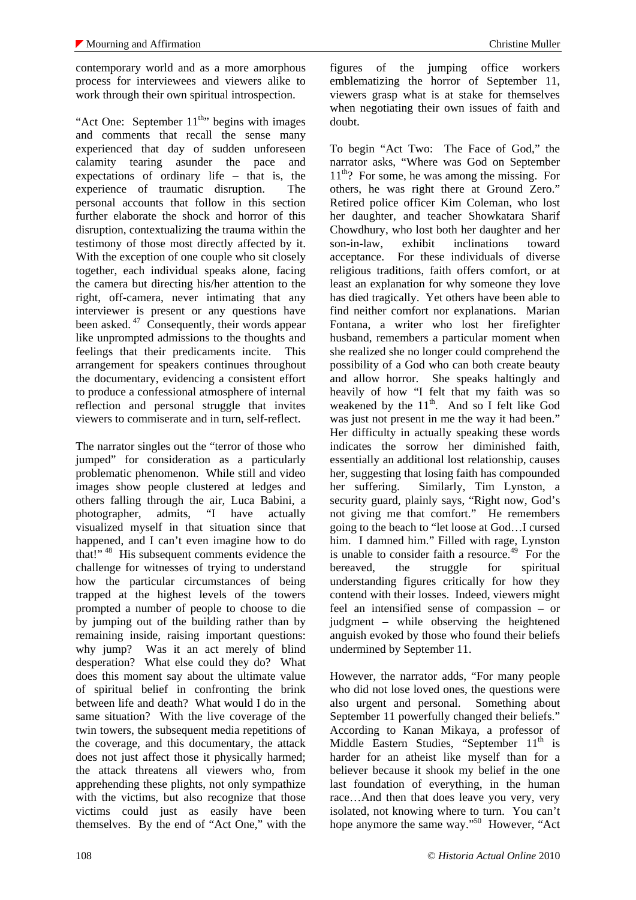contemporary world and as a more amorphous process for interviewees and viewers alike to work through their own spiritual introspection.

"Act One: September 11th" begins with images and comments that recall the sense many experienced that day of sudden unforeseen calamity tearing asunder the pace and expectations of ordinary life – that is, the experience of traumatic disruption. The personal accounts that follow in this section further elaborate the shock and horror of this disruption, contextualizing the trauma within the testimony of those most directly affected by it. With the exception of one couple who sit closely together, each individual speaks alone, facing the camera but directing his/her attention to the right, off-camera, never intimating that any interviewer is present or any questions have been asked.[47] Consequently, their words appear like unprompted admissions to the thoughts and feelings that their predicaments incite. This arrangement for speakers continues throughout the documentary, evidencing a consistent effort to produce a confessional atmosphere of internal reflection and personal struggle that invites viewers to commiserate and in turn, self-reflect.

The narrator singles out the "terror of those who jumped" for consideration as a particularly problematic phenomenon. While still and video images show people clustered at ledges and others falling through the air, Luca Babini, a photographer, admits, "I have actually visualized myself in that situation since that happened, and I can't even imagine how to do that!"[48] His subsequent comments evidence the challenge for witnesses of trying to understand how the particular circumstances of being trapped at the highest levels of the towers prompted a number of people to choose to die by jumping out of the building rather than by remaining inside, raising important questions: why jump? Was it an act merely of blind desperation? What else could they do? What does this moment say about the ultimate value of spiritual belief in confronting the brink between life and death? What would I do in the same situation? With the live coverage of the twin towers, the subsequent media repetitions of the coverage, and this documentary, the attack does not just affect those it physically harmed; the attack threatens all viewers who, from apprehending these plights, not only sympathize with the victims, but also recognize that those victims could just as easily have been themselves. By the end of "Act One," with the figures of the jumping office workers emblematizing the horror of September 11, viewers grasp what is at stake for themselves when negotiating their own issues of faith and doubt.

To begin "Act Two: The Face of God," the narrator asks, "Where was God on September 11th? For some, he was among the missing. For others, he was right there at Ground Zero." Retired police officer Kim Coleman, who lost her daughter, and teacher Showkatara Sharif Chowdhury, who lost both her daughter and her son-in-law, exhibit inclinations toward acceptance. For these individuals of diverse religious traditions, faith offers comfort, or at least an explanation for why someone they love has died tragically. Yet others have been able to find neither comfort nor explanations. Marian Fontana, a writer who lost her firefighter husband, remembers a particular moment when she realized she no longer could comprehend the possibility of a God who can both create beauty and allow horror. She speaks haltingly and heavily of how "I felt that my faith was so weakened by the 11th. And so I felt like God was just not present in me the way it had been." Her difficulty in actually speaking these words indicates the sorrow her diminished faith, essentially an additional lost relationship, causes her, suggesting that losing faith has compounded her suffering. Similarly, Tim Lynston, a security guard, plainly says, "Right now, God's not giving me that comfort." He remembers going to the beach to "let loose at God…I cursed him. I damned him." Filled with rage, Lynston is unable to consider faith a resource.[49] For the bereaved, the struggle for spiritual understanding figures critically for how they contend with their losses. Indeed, viewers might feel an intensified sense of compassion – or judgment – while observing the heightened anguish evoked by those who found their beliefs undermined by September 11.

However, the narrator adds, "For many people who did not lose loved ones, the questions were also urgent and personal. Something about September 11 powerfully changed their beliefs." According to Kanan Mikaya, a professor of Middle Eastern Studies, "September 11th is harder for an atheist like myself than for a believer because it shook my belief in the one last foundation of everything, in the human race…And then that does leave you very, very isolated, not knowing where to turn. You can't hope anymore the same way."[50] However, "Act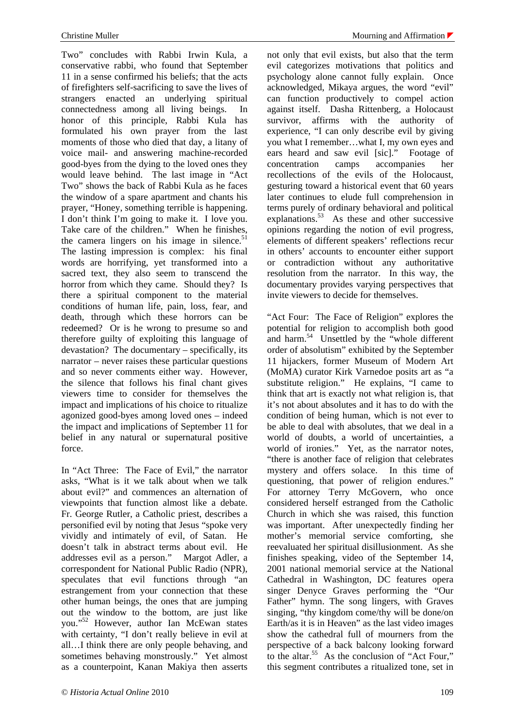Two" concludes with Rabbi Irwin Kula, a conservative rabbi, who found that September 11 in a sense confirmed his beliefs; that the acts of firefighters self-sacrificing to save the lives of strangers enacted an underlying spiritual connectedness among all living beings. In honor of this principle, Rabbi Kula has formulated his own prayer from the last moments of those who died that day, a litany of voice mail- and answering machine-recorded good-byes from the dying to the loved ones they would leave behind. The last image in "Act Two" shows the back of Rabbi Kula as he faces the window of a spare apartment and chants his prayer, "Honey, something terrible is happening. I don't think I'm going to make it. I love you. Take care of the children." When he finishes, the camera lingers on his image in silence.[51] The lasting impression is complex: his final words are horrifying, yet transformed into a sacred text, they also seem to transcend the horror from which they came. Should they? Is there a spiritual component to the material conditions of human life, pain, loss, fear, and death, through which these horrors can be redeemed? Or is he wrong to presume so and therefore guilty of exploiting this language of devastation? The documentary – specifically, its narrator – never raises these particular questions and so never comments either way. However, the silence that follows his final chant gives viewers time to consider for themselves the impact and implications of his choice to ritualize agonized good-byes among loved ones – indeed the impact and implications of September 11 for belief in any natural or supernatural positive force.

In "Act Three: The Face of Evil," the narrator asks, "What is it we talk about when we talk about evil?" and commences an alternation of viewpoints that function almost like a debate. Fr. George Rutler, a Catholic priest, describes a personified evil by noting that Jesus "spoke very vividly and intimately of evil, of Satan. He doesn't talk in abstract terms about evil. He addresses evil as a person." Margot Adler, a correspondent for National Public Radio (NPR), speculates that evil functions through "an estrangement from your connection that these other human beings, the ones that are jumping out the window to the bottom, are just like you."[52] However, author Ian McEwan states with certainty, "I don't really believe in evil at all…I think there are only people behaving, and sometimes behaving monstrously." Yet almost as a counterpoint, Kanan Makiya then asserts not only that evil exists, but also that the term evil categorizes motivations that politics and psychology alone cannot fully explain. Once acknowledged, Mikaya argues, the word "evil" can function productively to compel action against itself. Dasha Rittenberg, a Holocaust survivor, affirms with the authority of experience, "I can only describe evil by giving you what I remember…what I, my own eyes and ears heard and saw evil [sic]." Footage of concentration camps accompanies her recollections of the evils of the Holocaust, gesturing toward a historical event that 60 years later continues to elude full comprehension in terms purely of ordinary behavioral and political explanations.[53] As these and other successive opinions regarding the notion of evil progress, elements of different speakers' reflections recur in others' accounts to encounter either support or contradiction without any authoritative resolution from the narrator. In this way, the documentary provides varying perspectives that invite viewers to decide for themselves.

"Act Four: The Face of Religion" explores the potential for religion to accomplish both good and harm.[54] Unsettled by the "whole different order of absolutism" exhibited by the September 11 hijackers, former Museum of Modern Art (MoMA) curator Kirk Varnedoe posits art as "a substitute religion." He explains, "I came to think that art is exactly not what religion is, that it's not about absolutes and it has to do with the condition of being human, which is not ever to be able to deal with absolutes, that we deal in a world of doubts, a world of uncertainties, a world of ironies." Yet, as the narrator notes, "there is another face of religion that celebrates mystery and offers solace. In this time of questioning, that power of religion endures." For attorney Terry McGovern, who once considered herself estranged from the Catholic Church in which she was raised, this function was important. After unexpectedly finding her mother's memorial service comforting, she reevaluated her spiritual disillusionment. As she finishes speaking, video of the September 14, 2001 national memorial service at the National Cathedral in Washington, DC features opera singer Denyce Graves performing the "Our Father" hymn. The song lingers, with Graves singing, "thy kingdom come/thy will be done/on Earth/as it is in Heaven" as the last video images show the cathedral full of mourners from the perspective of a back balcony looking forward to the altar.[55] As the conclusion of "Act Four," this segment contributes a ritualized tone, set in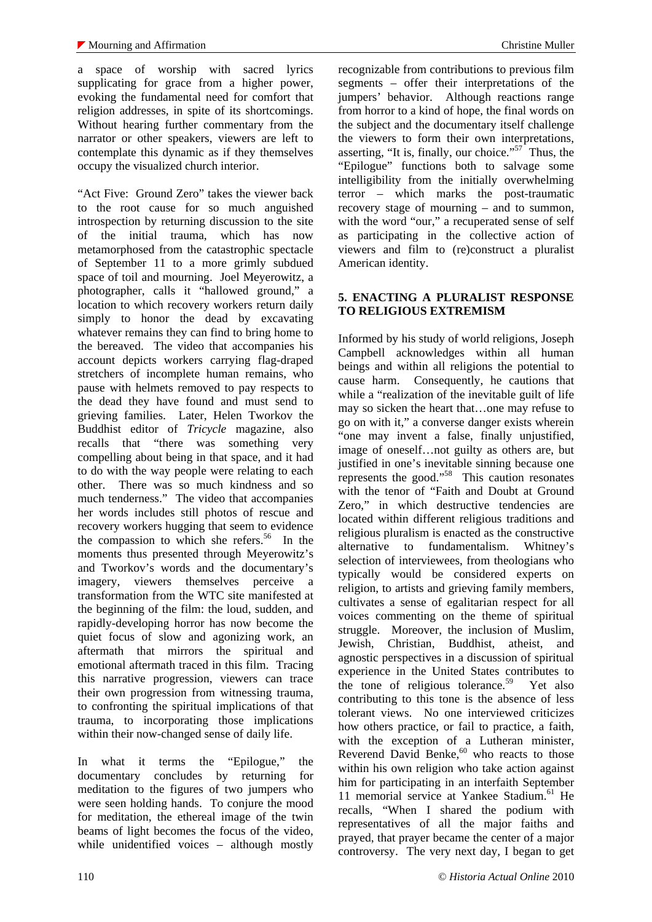a space of worship with sacred lyrics supplicating for grace from a higher power, evoking the fundamental need for comfort that religion addresses, in spite of its shortcomings. Without hearing further commentary from the narrator or other speakers, viewers are left to contemplate this dynamic as if they themselves occupy the visualized church interior.

"Act Five: Ground Zero" takes the viewer back to the root cause for so much anguished introspection by returning discussion to the site of the initial trauma, which has now metamorphosed from the catastrophic spectacle of September 11 to a more grimly subdued space of toil and mourning. Joel Meyerowitz, a photographer, calls it "hallowed ground," a location to which recovery workers return daily simply to honor the dead by excavating whatever remains they can find to bring home to the bereaved. The video that accompanies his account depicts workers carrying flag-draped stretchers of incomplete human remains, who pause with helmets removed to pay respects to the dead they have found and must send to grieving families. Later, Helen Tworkov the Buddhist editor of *Tricycle* magazine, also recalls that "there was something very compelling about being in that space, and it had to do with the way people were relating to each other. There was so much kindness and so much tenderness." The video that accompanies her words includes still photos of rescue and recovery workers hugging that seem to evidence the compassion to which she refers.[56] In the moments thus presented through Meyerowitz's and Tworkov's words and the documentary's imagery, viewers themselves perceive a transformation from the WTC site manifested at the beginning of the film: the loud, sudden, and rapidly-developing horror has now become the quiet focus of slow and agonizing work, an aftermath that mirrors the spiritual and emotional aftermath traced in this film. Tracing this narrative progression, viewers can trace their own progression from witnessing trauma, to confronting the spiritual implications of that trauma, to incorporating those implications within their now-changed sense of daily life.

In what it terms the "Epilogue," the documentary concludes by returning for meditation to the figures of two jumpers who were seen holding hands. To conjure the mood for meditation, the ethereal image of the twin beams of light becomes the focus of the video, while unidentified voices – although mostly recognizable from contributions to previous film segments – offer their interpretations of the jumpers' behavior. Although reactions range from horror to a kind of hope, the final words on the subject and the documentary itself challenge the viewers to form their own interpretations, asserting, "It is, finally, our choice."[57] Thus, the "Epilogue" functions both to salvage some intelligibility from the initially overwhelming terror – which marks the post-traumatic recovery stage of mourning – and to summon, with the word "our," a recuperated sense of self as participating in the collective action of viewers and film to (re)construct a pluralist American identity.

## 5. ENACTING A PLURALIST RESPONSE TO RELIGIOUS EXTREMISM

Informed by his study of world religions, Joseph Campbell acknowledges within all human beings and within all religions the potential to cause harm. Consequently, he cautions that while a "realization of the inevitable guilt of life may so sicken the heart that…one may refuse to go on with it," a converse danger exists wherein "one may invent a false, finally unjustified, image of oneself…not guilty as others are, but justified in one's inevitable sinning because one represents the good."[58] This caution resonates with the tenor of "Faith and Doubt at Ground Zero," in which destructive tendencies are located within different religious traditions and religious pluralism is enacted as the constructive alternative to fundamentalism. Whitney's selection of interviewees, from theologians who typically would be considered experts on religion, to artists and grieving family members, cultivates a sense of egalitarian respect for all voices commenting on the theme of spiritual struggle. Moreover, the inclusion of Muslim, Jewish, Christian, Buddhist, atheist, and agnostic perspectives in a discussion of spiritual experience in the United States contributes to the tone of religious tolerance.[59] Yet also contributing to this tone is the absence of less tolerant views. No one interviewed criticizes how others practice, or fail to practice, a faith, with the exception of a Lutheran minister, Reverend David Benke,[60] who reacts to those within his own religion who take action against him for participating in an interfaith September 11 memorial service at Yankee Stadium.[61] He recalls, "When I shared the podium with representatives of all the major faiths and prayed, that prayer became the center of a major controversy. The very next day, I began to get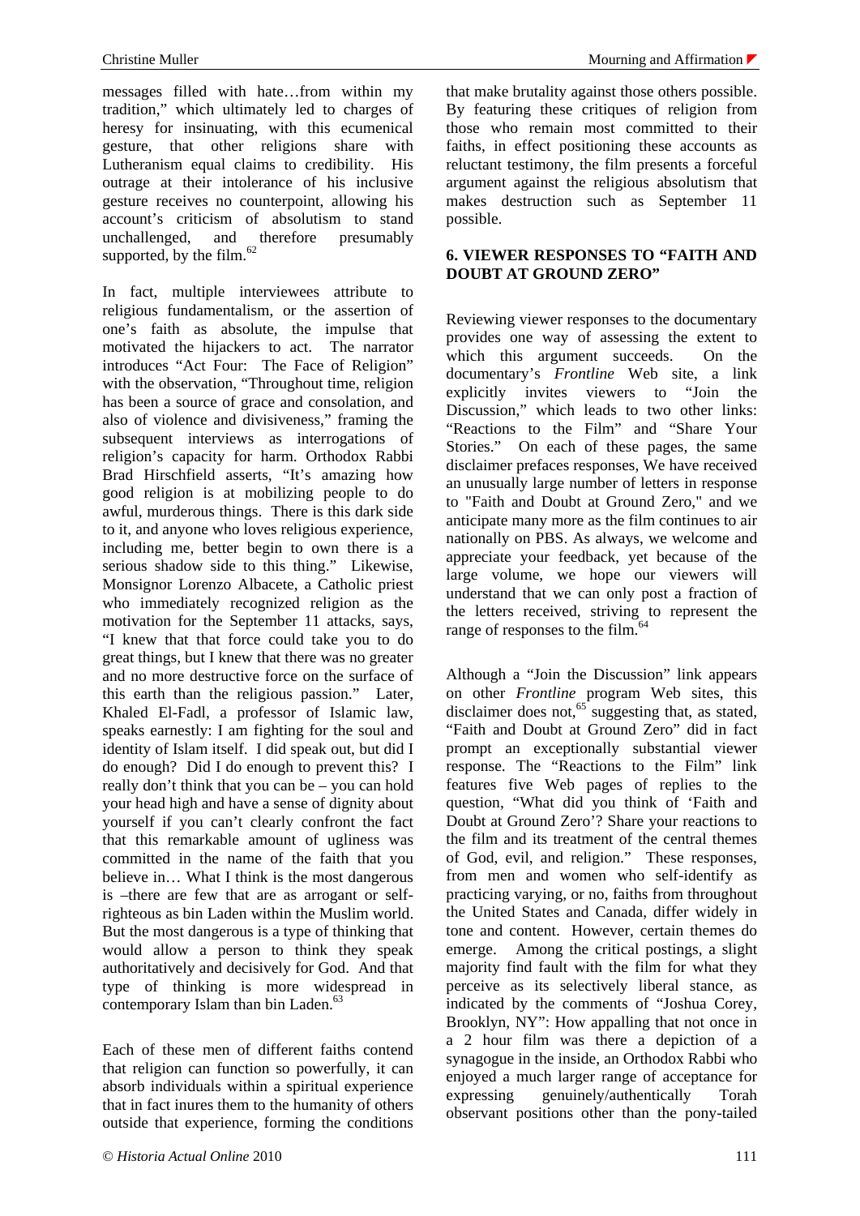messages filled with hate…from within my tradition," which ultimately led to charges of heresy for insinuating, with this ecumenical gesture, that other religions share with Lutheranism equal claims to credibility. His outrage at their intolerance of his inclusive gesture receives no counterpoint, allowing his account's criticism of absolutism to stand unchallenged, and therefore presumably supported, by the film.[62]

In fact, multiple interviewees attribute to religious fundamentalism, or the assertion of one's faith as absolute, the impulse that motivated the hijackers to act. The narrator introduces "Act Four: The Face of Religion" with the observation, "Throughout time, religion has been a source of grace and consolation, and also of violence and divisiveness," framing the subsequent interviews as interrogations of religion's capacity for harm. Orthodox Rabbi Brad Hirschfield asserts, "It's amazing how good religion is at mobilizing people to do awful, murderous things. There is this dark side to it, and anyone who loves religious experience, including me, better begin to own there is a serious shadow side to this thing." Likewise, Monsignor Lorenzo Albacete, a Catholic priest who immediately recognized religion as the motivation for the September 11 attacks, says, "I knew that that force could take you to do great things, but I knew that there was no greater and no more destructive force on the surface of this earth than the religious passion." Later, Khaled El-Fadl, a professor of Islamic law, speaks earnestly: I am fighting for the soul and identity of Islam itself. I did speak out, but did I do enough? Did I do enough to prevent this? I really don't think that you can be – you can hold your head high and have a sense of dignity about yourself if you can't clearly confront the fact that this remarkable amount of ugliness was committed in the name of the faith that you believe in… What I think is the most dangerous is –there are few that are as arrogant or self-righteous as bin Laden within the Muslim world. But the most dangerous is a type of thinking that would allow a person to think they speak authoritatively and decisively for God. And that type of thinking is more widespread in contemporary Islam than bin Laden.[63]

Each of these men of different faiths contend that religion can function so powerfully, it can absorb individuals within a spiritual experience that in fact inures them to the humanity of others outside that experience, forming the conditions that make brutality against those others possible. By featuring these critiques of religion from those who remain most committed to their faiths, in effect positioning these accounts as reluctant testimony, the film presents a forceful argument against the religious absolutism that makes destruction such as September 11 possible.

## 6. VIEWER RESPONSES TO "FAITH AND DOUBT AT GROUND ZERO"

Reviewing viewer responses to the documentary provides one way of assessing the extent to which this argument succeeds. On the documentary's *Frontline* Web site, a link explicitly invites viewers to "Join the Discussion," which leads to two other links: "Reactions to the Film" and "Share Your Stories." On each of these pages, the same disclaimer prefaces responses, We have received an unusually large number of letters in response to "Faith and Doubt at Ground Zero," and we anticipate many more as the film continues to air nationally on PBS. As always, we welcome and appreciate your feedback, yet because of the large volume, we hope our viewers will understand that we can only post a fraction of the letters received, striving to represent the range of responses to the film.[64]

Although a "Join the Discussion" link appears on other *Frontline* program Web sites, this disclaimer does not,[65] suggesting that, as stated, "Faith and Doubt at Ground Zero" did in fact prompt an exceptionally substantial viewer response. The "Reactions to the Film" link features five Web pages of replies to the question, "What did you think of 'Faith and Doubt at Ground Zero'? Share your reactions to the film and its treatment of the central themes of God, evil, and religion." These responses, from men and women who self-identify as practicing varying, or no, faiths from throughout the United States and Canada, differ widely in tone and content. However, certain themes do emerge. Among the critical postings, a slight majority find fault with the film for what they perceive as its selectively liberal stance, as indicated by the comments of "Joshua Corey, Brooklyn, NY": How appalling that not once in a 2 hour film was there a depiction of a synagogue in the inside, an Orthodox Rabbi who enjoyed a much larger range of acceptance for expressing genuinely/authentically Torah observant positions other than the pony-tailed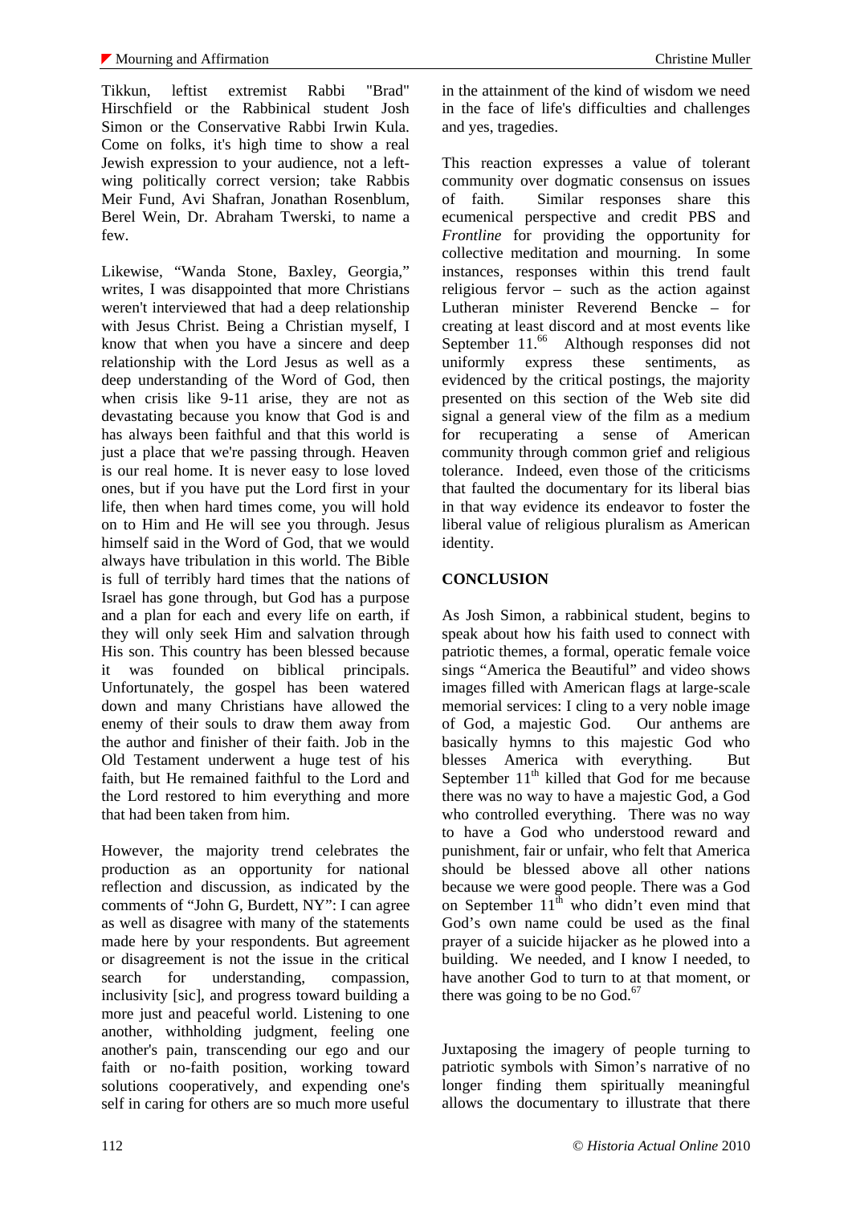Tikkun, leftist extremist Rabbi "Brad" Hirschfield or the Rabbinical student Josh Simon or the Conservative Rabbi Irwin Kula. Come on folks, it's high time to show a real Jewish expression to your audience, not a left-wing politically correct version; take Rabbis Meir Fund, Avi Shafran, Jonathan Rosenblum, Berel Wein, Dr. Abraham Twerski, to name a few.

Likewise, "Wanda Stone, Baxley, Georgia," writes, I was disappointed that more Christians weren't interviewed that had a deep relationship with Jesus Christ. Being a Christian myself, I know that when you have a sincere and deep relationship with the Lord Jesus as well as a deep understanding of the Word of God, then when crisis like 9-11 arise, they are not as devastating because you know that God is and has always been faithful and that this world is just a place that we're passing through. Heaven is our real home. It is never easy to lose loved ones, but if you have put the Lord first in your life, then when hard times come, you will hold on to Him and He will see you through. Jesus himself said in the Word of God, that we would always have tribulation in this world. The Bible is full of terribly hard times that the nations of Israel has gone through, but God has a purpose and a plan for each and every life on earth, if they will only seek Him and salvation through His son. This country has been blessed because it was founded on biblical principals. Unfortunately, the gospel has been watered down and many Christians have allowed the enemy of their souls to draw them away from the author and finisher of their faith. Job in the Old Testament underwent a huge test of his faith, but He remained faithful to the Lord and the Lord restored to him everything and more that had been taken from him.

However, the majority trend celebrates the production as an opportunity for national reflection and discussion, as indicated by the comments of "John G, Burdett, NY": I can agree as well as disagree with many of the statements made here by your respondents. But agreement or disagreement is not the issue in the critical search for understanding, compassion, inclusivity [sic], and progress toward building a more just and peaceful world. Listening to one another, withholding judgment, feeling one another's pain, transcending our ego and our faith or no-faith position, working toward solutions cooperatively, and expending one's self in caring for others are so much more useful in the attainment of the kind of wisdom we need in the face of life's difficulties and challenges and yes, tragedies.

This reaction expresses a value of tolerant community over dogmatic consensus on issues of faith. Similar responses share this ecumenical perspective and credit PBS and *Frontline* for providing the opportunity for collective meditation and mourning. In some instances, responses within this trend fault religious fervor – such as the action against Lutheran minister Reverend Bencke – for creating at least discord and at most events like September 11.[66] Although responses did not uniformly express these sentiments, as evidenced by the critical postings, the majority presented on this section of the Web site did signal a general view of the film as a medium for recuperating a sense of American community through common grief and religious tolerance. Indeed, even those of the criticisms that faulted the documentary for its liberal bias in that way evidence its endeavor to foster the liberal value of religious pluralism as American identity.

## CONCLUSION

As Josh Simon, a rabbinical student, begins to speak about how his faith used to connect with patriotic themes, a formal, operatic female voice sings "America the Beautiful" and video shows images filled with American flags at large-scale memorial services: I cling to a very noble image of God, a majestic God. Our anthems are basically hymns to this majestic God who blesses America with everything. But September 11th killed that God for me because there was no way to have a majestic God, a God who controlled everything. There was no way to have a God who understood reward and punishment, fair or unfair, who felt that America should be blessed above all other nations because we were good people. There was a God on September 11th who didn't even mind that God's own name could be used as the final prayer of a suicide hijacker as he plowed into a building. We needed, and I know I needed, to have another God to turn to at that moment, or there was going to be no God.[67]

Juxtaposing the imagery of people turning to patriotic symbols with Simon's narrative of no longer finding them spiritually meaningful allows the documentary to illustrate that there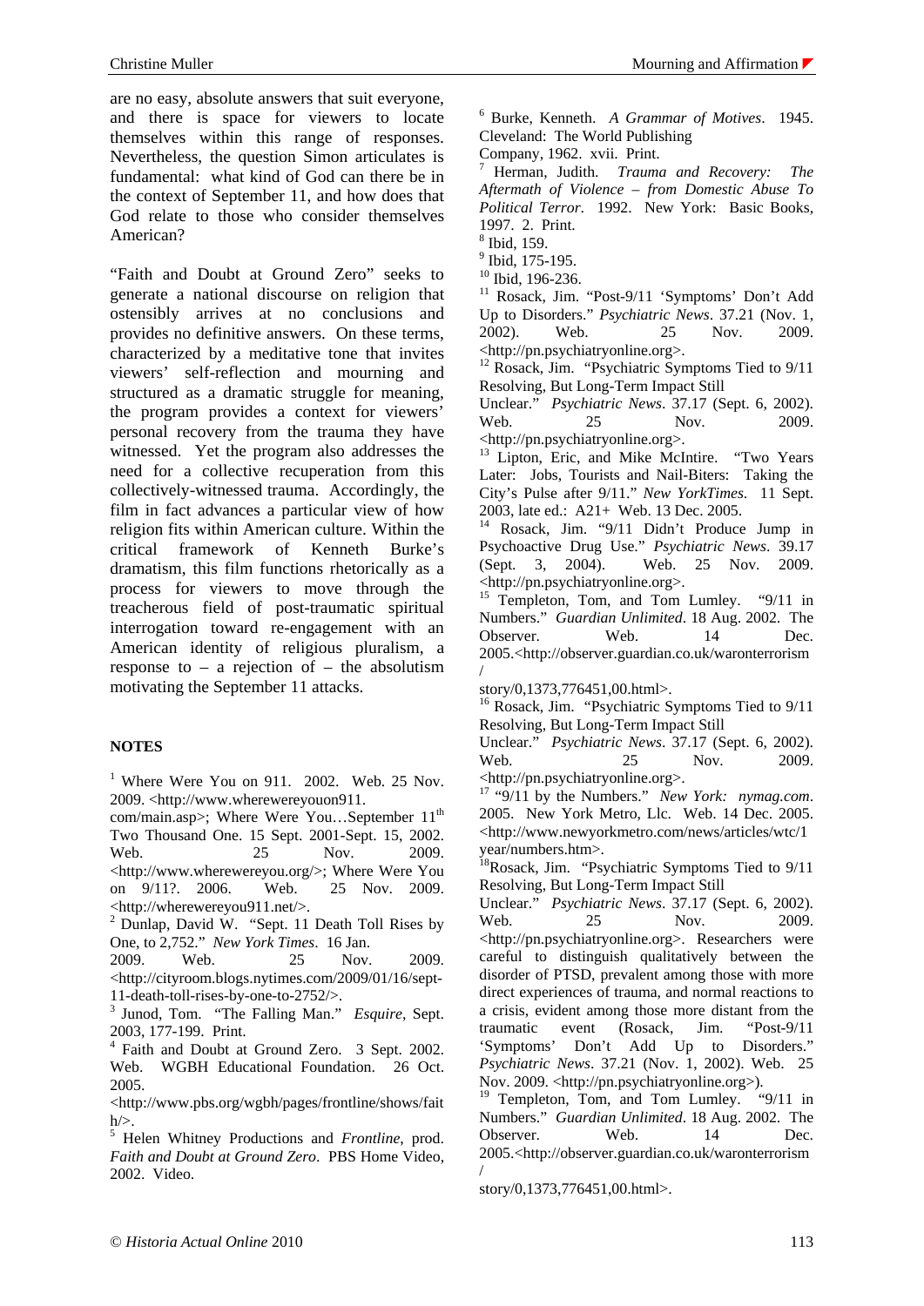are no easy, absolute answers that suit everyone, and there is space for viewers to locate themselves within this range of responses. Nevertheless, the question Simon articulates is fundamental: what kind of God can there be in the context of September 11, and how does that God relate to those who consider themselves American?

"Faith and Doubt at Ground Zero" seeks to generate a national discourse on religion that ostensibly arrives at no conclusions and provides no definitive answers. On these terms, characterized by a meditative tone that invites viewers' self-reflection and mourning and structured as a dramatic struggle for meaning, the program provides a context for viewers' personal recovery from the trauma they have witnessed. Yet the program also addresses the need for a collective recuperation from this collectively-witnessed trauma. Accordingly, the film in fact advances a particular view of how religion fits within American culture. Within the critical framework of Kenneth Burke's dramatism, this film functions rhetorically as a process for viewers to move through the treacherous field of post-traumatic spiritual interrogation toward re-engagement with an American identity of religious pluralism, a response to – a rejection of – the absolutism motivating the September 11 attacks.

## NOTES

[1] Where Were You on 911. 2002. Web. 25 Nov. 2009. <http://www.wherewereyouon911.com/main.asp>; Where Were You…September 11th Two Thousand One. 15 Sept. 2001-Sept. 15, 2002. Web. 25 Nov. 2009. <http://www.wherewereyou.org/>; Where Were You on 9/11?. 2006. Web. 25 Nov. 2009. <http://wherewereyou911.net/>.

[2] Dunlap, David W. "Sept. 11 Death Toll Rises by One, to 2,752." *New York Times*. 16 Jan. 2009. Web. 25 Nov. 2009. <http://cityroom.blogs.nytimes.com/2009/01/16/sept-11-death-toll-rises-by-one-to-2752/>.

[3] Junod, Tom. "The Falling Man." *Esquire*, Sept. 2003, 177-199. Print.

[4] Faith and Doubt at Ground Zero. 3 Sept. 2002. Web. WGBH Educational Foundation. 26 Oct. 2005. <http://www.pbs.org/wgbh/pages/frontline/shows/faith/>.

[5] Helen Whitney Productions and *Frontline*, prod. *Faith and Doubt at Ground Zero*. PBS Home Video, 2002. Video.

[6] Burke, Kenneth. *A Grammar of Motives*. 1945. Cleveland: The World Publishing Company, 1962. xvii. Print.

[7] Herman, Judith. *Trauma and Recovery: The Aftermath of Violence – from Domestic Abuse To Political Terror*. 1992. New York: Basic Books, 1997. 2. Print.

[8] Ibid, 159.

[9] Ibid, 175-195.

[10] Ibid, 196-236.

[11] Rosack, Jim. "Post-9/11 'Symptoms' Don't Add Up to Disorders." *Psychiatric News*. 37.21 (Nov. 1, 2002). Web. 25 Nov. 2009. <http://pn.psychiatryonline.org>.

[12] Rosack, Jim. "Psychiatric Symptoms Tied to 9/11 Resolving, But Long-Term Impact Still Unclear." *Psychiatric News*. 37.17 (Sept. 6, 2002). Web. 25 Nov. 2009. <http://pn.psychiatryonline.org>.

[13] Lipton, Eric, and Mike McIntire. "Two Years Later: Jobs, Tourists and Nail-Biters: Taking the City's Pulse after 9/11." *New YorkTimes*. 11 Sept. 2003, late ed.: A21+ Web. 13 Dec. 2005.

[14] Rosack, Jim. "9/11 Didn't Produce Jump in Psychoactive Drug Use." *Psychiatric News*. 39.17 (Sept. 3, 2004). Web. 25 Nov. 2009. <http://pn.psychiatryonline.org>.

[15] Templeton, Tom, and Tom Lumley. "9/11 in Numbers." *Guardian Unlimited*. 18 Aug. 2002. The Observer. Web. 14 Dec. 2005.<http://observer.guardian.co.uk/waronterrorism/story/0,1373,776451,00.html>.

[16] Rosack, Jim. "Psychiatric Symptoms Tied to 9/11 Resolving, But Long-Term Impact Still Unclear." *Psychiatric News*. 37.17 (Sept. 6, 2002). Web. 25 Nov. 2009. <http://pn.psychiatryonline.org>.

[17] "9/11 by the Numbers." *New York: nymag.com*. 2005. New York Metro, Llc. Web. 14 Dec. 2005. <http://www.newyorkmetro.com/news/articles/wtc/1year/numbers.htm>.

[18] Rosack, Jim. "Psychiatric Symptoms Tied to 9/11 Resolving, But Long-Term Impact Still Unclear." *Psychiatric News*. 37.17 (Sept. 6, 2002). Web. 25 Nov. 2009. <http://pn.psychiatryonline.org>. Researchers were careful to distinguish qualitatively between the disorder of PTSD, prevalent among those with more direct experiences of trauma, and normal reactions to a crisis, evident among those more distant from the traumatic event (Rosack, Jim. "Post-9/11 'Symptoms' Don't Add Up to Disorders." *Psychiatric News*. 37.21 (Nov. 1, 2002). Web. 25 Nov. 2009. <http://pn.psychiatryonline.org>).

[19] Templeton, Tom, and Tom Lumley. "9/11 in Numbers." *Guardian Unlimited*. 18 Aug. 2002. The Observer. Web. 14 Dec. 2005.<http://observer.guardian.co.uk/waronterrorism/story/0,1373,776451,00.html>.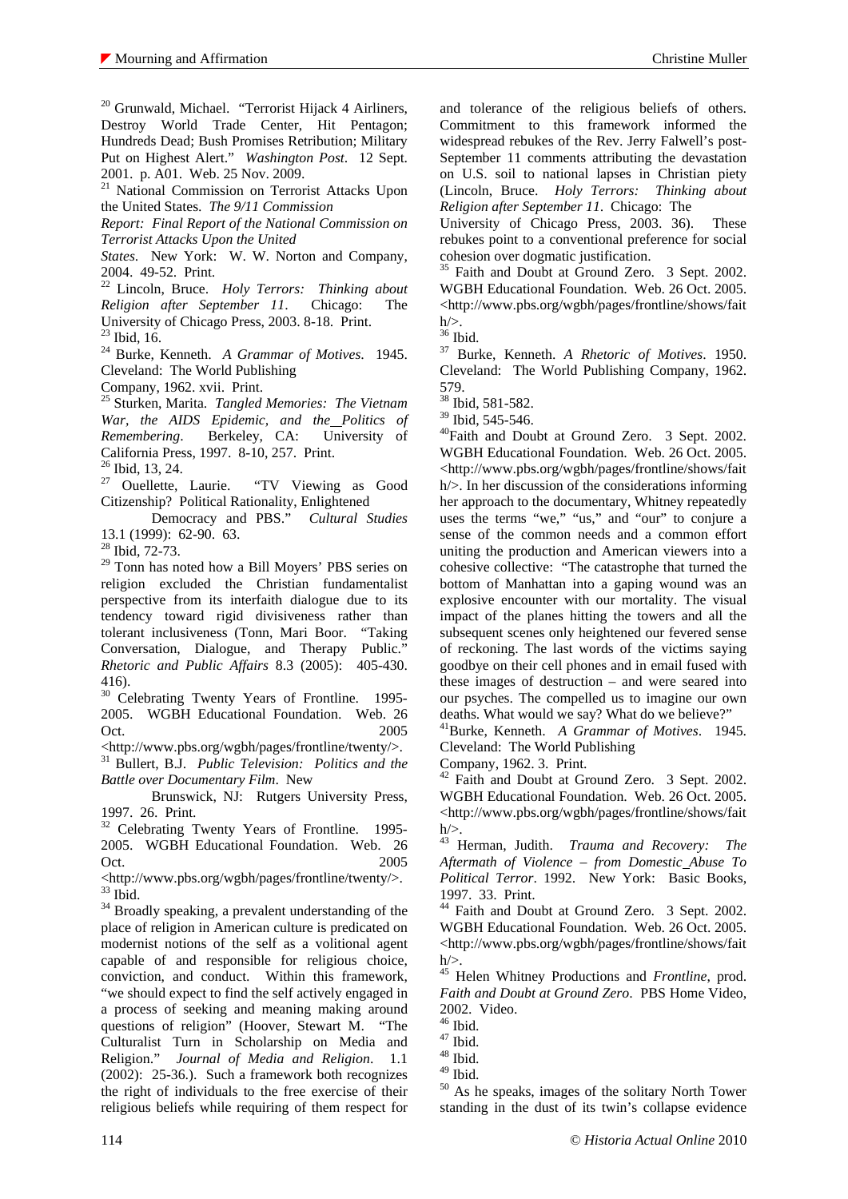[20] Grunwald, Michael. "Terrorist Hijack 4 Airliners, Destroy World Trade Center, Hit Pentagon; Hundreds Dead; Bush Promises Retribution; Military Put on Highest Alert." *Washington Post*. 12 Sept. 2001. p. A01. Web. 25 Nov. 2009.

[21] National Commission on Terrorist Attacks Upon the United States. *The 9/11 Commission Report: Final Report of the National Commission on Terrorist Attacks Upon the United States*. New York: W. W. Norton and Company, 2004. 49-52. Print.

[22] Lincoln, Bruce. *Holy Terrors: Thinking about Religion after September 11*. Chicago: The University of Chicago Press, 2003. 8-18. Print.

[23] Ibid, 16.

[24] Burke, Kenneth. *A Grammar of Motives*. 1945. Cleveland: The World Publishing Company, 1962. xvii. Print.

[25] Sturken, Marita. *Tangled Memories: The Vietnam War, the AIDS Epidemic, and the Politics of Remembering*. Berkeley, CA: University of California Press, 1997. 8-10, 257. Print.

[26] Ibid, 13, 24.

[27] Ouellette, Laurie. "TV Viewing as Good Citizenship? Political Rationality, Enlightened Democracy and PBS." *Cultural Studies* 13.1 (1999): 62-90. 63.

[28] Ibid, 72-73.

[29] Tonn has noted how a Bill Moyers' PBS series on religion excluded the Christian fundamentalist perspective from its interfaith dialogue due to its tendency toward rigid divisiveness rather than tolerant inclusiveness (Tonn, Mari Boor. "Taking Conversation, Dialogue, and Therapy Public." *Rhetoric and Public Affairs* 8.3 (2005): 405-430. 416).

[30] Celebrating Twenty Years of Frontline. 1995-2005. WGBH Educational Foundation. Web. 26 Oct. 2005 <http://www.pbs.org/wgbh/pages/frontline/twenty/>.

[31] Bullert, B.J. *Public Television: Politics and the Battle over Documentary Film*. New Brunswick, NJ: Rutgers University Press, 1997. 26. Print.

[32] Celebrating Twenty Years of Frontline. 1995-2005. WGBH Educational Foundation. Web. 26 Oct. 2005 <http://www.pbs.org/wgbh/pages/frontline/twenty/>.

[33] Ibid.

[34] Broadly speaking, a prevalent understanding of the place of religion in American culture is predicated on modernist notions of the self as a volitional agent capable of and responsible for religious choice, conviction, and conduct. Within this framework, "we should expect to find the self actively engaged in a process of seeking and meaning making around questions of religion" (Hoover, Stewart M. "The Culturalist Turn in Scholarship on Media and Religion." *Journal of Media and Religion*. 1.1 (2002): 25-36.). Such a framework both recognizes the right of individuals to the free exercise of their religious beliefs while requiring of them respect for and tolerance of the religious beliefs of others. Commitment to this framework informed the widespread rebukes of the Rev. Jerry Falwell's post-September 11 comments attributing the devastation on U.S. soil to national lapses in Christian piety (Lincoln, Bruce. *Holy Terrors: Thinking about Religion after September 11*. Chicago: The University of Chicago Press, 2003. 36). These rebukes point to a conventional preference for social cohesion over dogmatic justification.

[35] Faith and Doubt at Ground Zero. 3 Sept. 2002. WGBH Educational Foundation. Web. 26 Oct. 2005. <http://www.pbs.org/wgbh/pages/frontline/shows/faith/>.

[36] Ibid.

[37] Burke, Kenneth. *A Rhetoric of Motives*. 1950. Cleveland: The World Publishing Company, 1962. 579.

[38] Ibid, 581-582.

[39] Ibid, 545-546.

[40] Faith and Doubt at Ground Zero. 3 Sept. 2002. WGBH Educational Foundation. Web. 26 Oct. 2005. <http://www.pbs.org/wgbh/pages/frontline/shows/faith/>. In her discussion of the considerations informing her approach to the documentary, Whitney repeatedly uses the terms "we," "us," and "our" to conjure a sense of the common needs and a common effort uniting the production and American viewers into a cohesive collective: "The catastrophe that turned the bottom of Manhattan into a gaping wound was an explosive encounter with our mortality. The visual impact of the planes hitting the towers and all the subsequent scenes only heightened our fevered sense of reckoning. The last words of the victims saying goodbye on their cell phones and in email fused with these images of destruction – and were seared into our psyches. The compelled us to imagine our own deaths. What would we say? What do we believe?"

[41] Burke, Kenneth. *A Grammar of Motives*. 1945. Cleveland: The World Publishing Company, 1962. 3. Print.

[42] Faith and Doubt at Ground Zero. 3 Sept. 2002. WGBH Educational Foundation. Web. 26 Oct. 2005. <http://www.pbs.org/wgbh/pages/frontline/shows/faith/>.

[43] Herman, Judith. *Trauma and Recovery: The Aftermath of Violence – from Domestic Abuse To Political Terror*. 1992. New York: Basic Books, 1997. 33. Print.

[44] Faith and Doubt at Ground Zero. 3 Sept. 2002. WGBH Educational Foundation. Web. 26 Oct. 2005. <http://www.pbs.org/wgbh/pages/frontline/shows/faith/>.

[45] Helen Whitney Productions and *Frontline*, prod. *Faith and Doubt at Ground Zero*. PBS Home Video, 2002. Video.

[46] Ibid.

[47] Ibid.

[48] Ibid.

[49] Ibid.

[50] As he speaks, images of the solitary North Tower standing in the dust of its twin's collapse evidence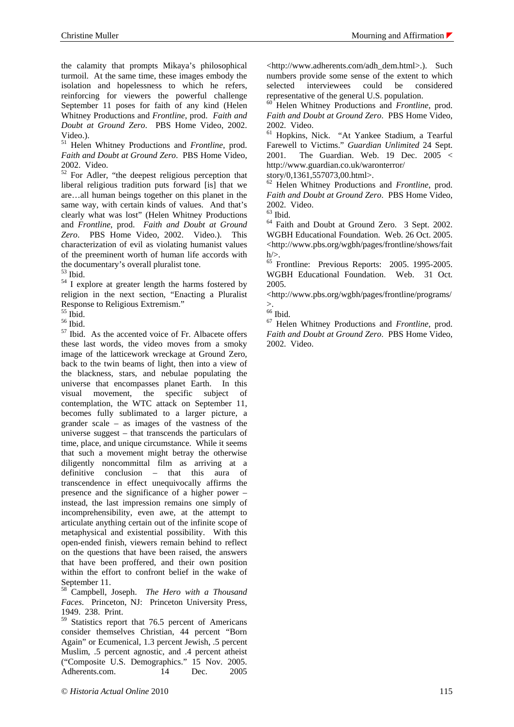the calamity that prompts Mikaya's philosophical turmoil. At the same time, these images embody the isolation and hopelessness to which he refers, reinforcing for viewers the powerful challenge September 11 poses for faith of any kind (Helen Whitney Productions and *Frontline*, prod. *Faith and Doubt at Ground Zero*. PBS Home Video, 2002. Video.).

[51] Helen Whitney Productions and *Frontline*, prod. *Faith and Doubt at Ground Zero*. PBS Home Video, 2002. Video.

[52] For Adler, "the deepest religious perception that liberal religious tradition puts forward [is] that we are…all human beings together on this planet in the same way, with certain kinds of values. And that's clearly what was lost" (Helen Whitney Productions and *Frontline*, prod. *Faith and Doubt at Ground Zero*. PBS Home Video, 2002. Video.). This characterization of evil as violating humanist values of the preeminent worth of human life accords with the documentary's overall pluralist tone.

[53] Ibid.

[54] I explore at greater length the harms fostered by religion in the next section, "Enacting a Pluralist Response to Religious Extremism."

[55] Ibid.

[56] Ibid.

[57] Ibid. As the accented voice of Fr. Albacete offers these last words, the video moves from a smoky image of the latticework wreckage at Ground Zero, back to the twin beams of light, then into a view of the blackness, stars, and nebulae populating the universe that encompasses planet Earth. In this visual movement, the specific subject of contemplation, the WTC attack on September 11, becomes fully sublimated to a larger picture, a grander scale – as images of the vastness of the universe suggest – that transcends the particulars of time, place, and unique circumstance. While it seems that such a movement might betray the otherwise diligently noncommittal film as arriving at a definitive conclusion – that this aura of transcendence in effect unequivocally affirms the presence and the significance of a higher power – instead, the last impression remains one simply of incomprehensibility, even awe, at the attempt to articulate anything certain out of the infinite scope of metaphysical and existential possibility. With this open-ended finish, viewers remain behind to reflect on the questions that have been raised, the answers that have been proffered, and their own position within the effort to confront belief in the wake of September 11.

[58] Campbell, Joseph. *The Hero with a Thousand Faces*. Princeton, NJ: Princeton University Press, 1949. 238. Print.

[59] Statistics report that 76.5 percent of Americans consider themselves Christian, 44 percent "Born Again" or Ecumenical, 1.3 percent Jewish, .5 percent Muslim, .5 percent agnostic, and .4 percent atheist ("Composite U.S. Demographics." 15 Nov. 2005. Adherents.com. 14 Dec. 2005 <http://www.adherents.com/adh_dem.html>.). Such numbers provide some sense of the extent to which selected interviewees could be considered representative of the general U.S. population.

[60] Helen Whitney Productions and *Frontline*, prod. *Faith and Doubt at Ground Zero*. PBS Home Video, 2002. Video.

[61] Hopkins, Nick. "At Yankee Stadium, a Tearful Farewell to Victims." *Guardian Unlimited* 24 Sept. 2001. The Guardian. Web. 19 Dec. 2005 < http://www.guardian.co.uk/waronterror/story/0,1361,557073,00.html>.

[62] Helen Whitney Productions and *Frontline*, prod. *Faith and Doubt at Ground Zero*. PBS Home Video, 2002. Video.

[63] Ibid.

[64] Faith and Doubt at Ground Zero. 3 Sept. 2002. WGBH Educational Foundation. Web. 26 Oct. 2005. <http://www.pbs.org/wgbh/pages/frontline/shows/faith/>.

[65] Frontline: Previous Reports: 2005. 1995-2005. WGBH Educational Foundation. Web. 31 Oct. 2005.
<http://www.pbs.org/wgbh/pages/frontline/programs/>.

[66] Ibid.

[67] Helen Whitney Productions and *Frontline*, prod. *Faith and Doubt at Ground Zero*. PBS Home Video, 2002. Video.